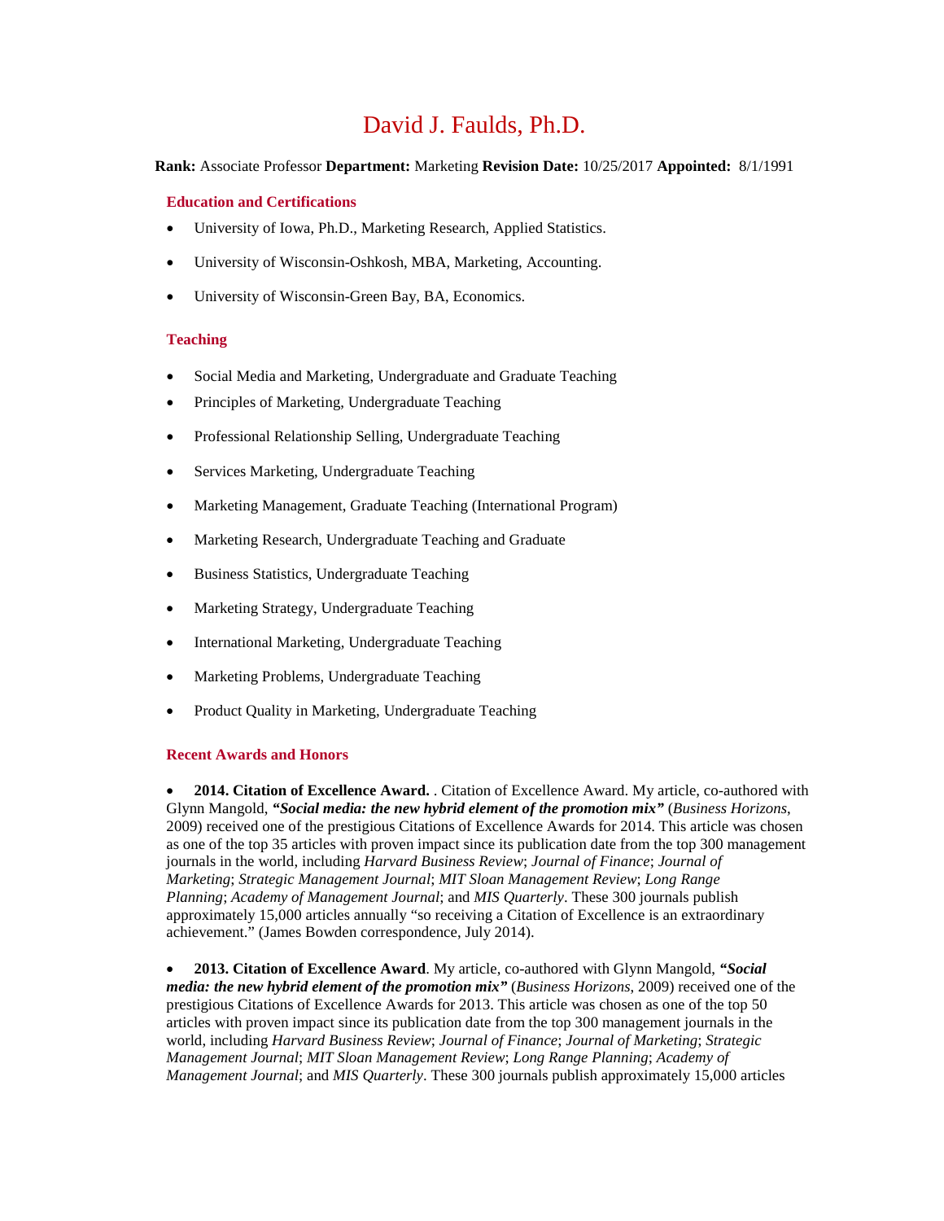# David J. Faulds, Ph.D.

**Rank:** Associate Professor **Department:** Marketing **Revision Date:** 10/25/2017 **Appointed:** 8/1/1991

## Education and Certifications

- University of Iowa, Ph.D., Marketing Research, Applied Statistics.
- University of Wisconsin-Oshkosh, MBA, Marketing, Accounting.
- University of Wisconsin-Green Bay, BA, Economics.

## Teaching

- Social Media and Marketing, Undergraduate and Graduate Teaching
- Principles of Marketing, Undergraduate Teaching
- Professional Relationship Selling, Undergraduate Teaching
- Services Marketing, Undergraduate Teaching
- Marketing Management, Graduate Teaching (International Program)
- Marketing Research, Undergraduate Teaching and Graduate
- Business Statistics, Undergraduate Teaching
- Marketing Strategy, Undergraduate Teaching
- International Marketing, Undergraduate Teaching
- Marketing Problems, Undergraduate Teaching
- Product Quality in Marketing, Undergraduate Teaching

## Recent Awards and Honors

- **2014. Citation of Excellence Award.** . Citation of Excellence Award. My article, co-authored with Glynn Mangold, ***"Social media: the new hybrid element of the promotion mix"*** (*Business Horizons*, 2009) received one of the prestigious Citations of Excellence Awards for 2014. This article was chosen as one of the top 35 articles with proven impact since its publication date from the top 300 management journals in the world, including *Harvard Business Review*; *Journal of Finance*; *Journal of Marketing*; *Strategic Management Journal*; *MIT Sloan Management Review*; *Long Range Planning*; *Academy of Management Journal*; and *MIS Quarterly*. These 300 journals publish approximately 15,000 articles annually "so receiving a Citation of Excellence is an extraordinary achievement." (James Bowden correspondence, July 2014).

- **2013. Citation of Excellence Award**. My article, co-authored with Glynn Mangold, ***"Social media: the new hybrid element of the promotion mix"*** (*Business Horizons*, 2009) received one of the prestigious Citations of Excellence Awards for 2013. This article was chosen as one of the top 50 articles with proven impact since its publication date from the top 300 management journals in the world, including *Harvard Business Review*; *Journal of Finance*; *Journal of Marketing*; *Strategic Management Journal*; *MIT Sloan Management Review*; *Long Range Planning*; *Academy of Management Journal*; and *MIS Quarterly*. These 300 journals publish approximately 15,000 articles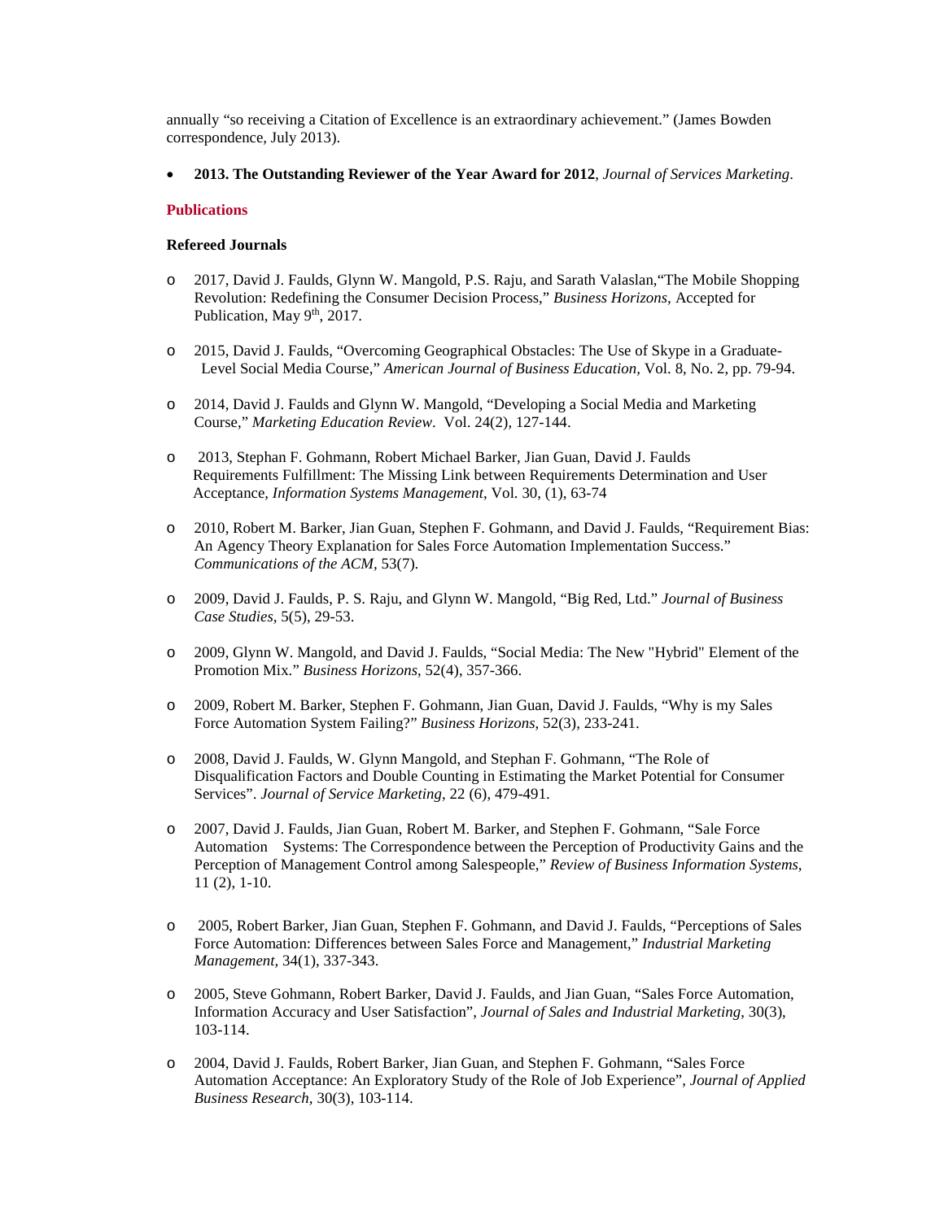annually "so receiving a Citation of Excellence is an extraordinary achievement." (James Bowden correspondence, July 2013).

- **2013. The Outstanding Reviewer of the Year Award for 2012**, *Journal of Services Marketing*.

## Publications

### Refereed Journals

- 2017, David J. Faulds, Glynn W. Mangold, P.S. Raju, and Sarath Valaslan,"The Mobile Shopping Revolution: Redefining the Consumer Decision Process," *Business Horizons,* Accepted for Publication, May 9th, 2017.

- 2015, David J. Faulds, "Overcoming Geographical Obstacles: The Use of Skype in a Graduate-Level Social Media Course," *American Journal of Business Education,* Vol. 8, No. 2, pp. 79-94.

- 2014, David J. Faulds and Glynn W. Mangold, "Developing a Social Media and Marketing Course," *Marketing Education Review*. Vol. 24(2), 127-144.

- 2013, Stephan F. Gohmann, Robert Michael Barker, Jian Guan, David J. Faulds Requirements Fulfillment: The Missing Link between Requirements Determination and User Acceptance, *Information Systems Management*, Vol. 30, (1), 63-74

- 2010, Robert M. Barker, Jian Guan, Stephen F. Gohmann, and David J. Faulds, "Requirement Bias: An Agency Theory Explanation for Sales Force Automation Implementation Success." *Communications of the ACM,* 53(7).

- 2009, David J. Faulds, P. S. Raju, and Glynn W. Mangold, "Big Red, Ltd." *Journal of Business Case Studies,* 5(5), 29-53.

- 2009, Glynn W. Mangold, and David J. Faulds, "Social Media: The New "Hybrid" Element of the Promotion Mix." *Business Horizons*, 52(4), 357-366.

- 2009, Robert M. Barker, Stephen F. Gohmann, Jian Guan, David J. Faulds, "Why is my Sales Force Automation System Failing?" *Business Horizons,* 52(3), 233-241.

- 2008, David J. Faulds, W. Glynn Mangold, and Stephan F. Gohmann, "The Role of Disqualification Factors and Double Counting in Estimating the Market Potential for Consumer Services". *Journal of Service Marketing,* 22 (6), 479-491.

- 2007, David J. Faulds, Jian Guan, Robert M. Barker, and Stephen F. Gohmann, "Sale Force Automation Systems: The Correspondence between the Perception of Productivity Gains and the Perception of Management Control among Salespeople," *Review of Business Information Systems,* 11 (2), 1-10.

- 2005, Robert Barker, Jian Guan, Stephen F. Gohmann, and David J. Faulds, "Perceptions of Sales Force Automation: Differences between Sales Force and Management," *Industrial Marketing Management,* 34(1), 337-343.

- 2005, Steve Gohmann, Robert Barker, David J. Faulds, and Jian Guan, "Sales Force Automation, Information Accuracy and User Satisfaction", *Journal of Sales and Industrial Marketing*, 30(3), 103-114.

- 2004, David J. Faulds, Robert Barker, Jian Guan, and Stephen F. Gohmann, "Sales Force Automation Acceptance: An Exploratory Study of the Role of Job Experience", *Journal of Applied Business Research,* 30(3), 103-114.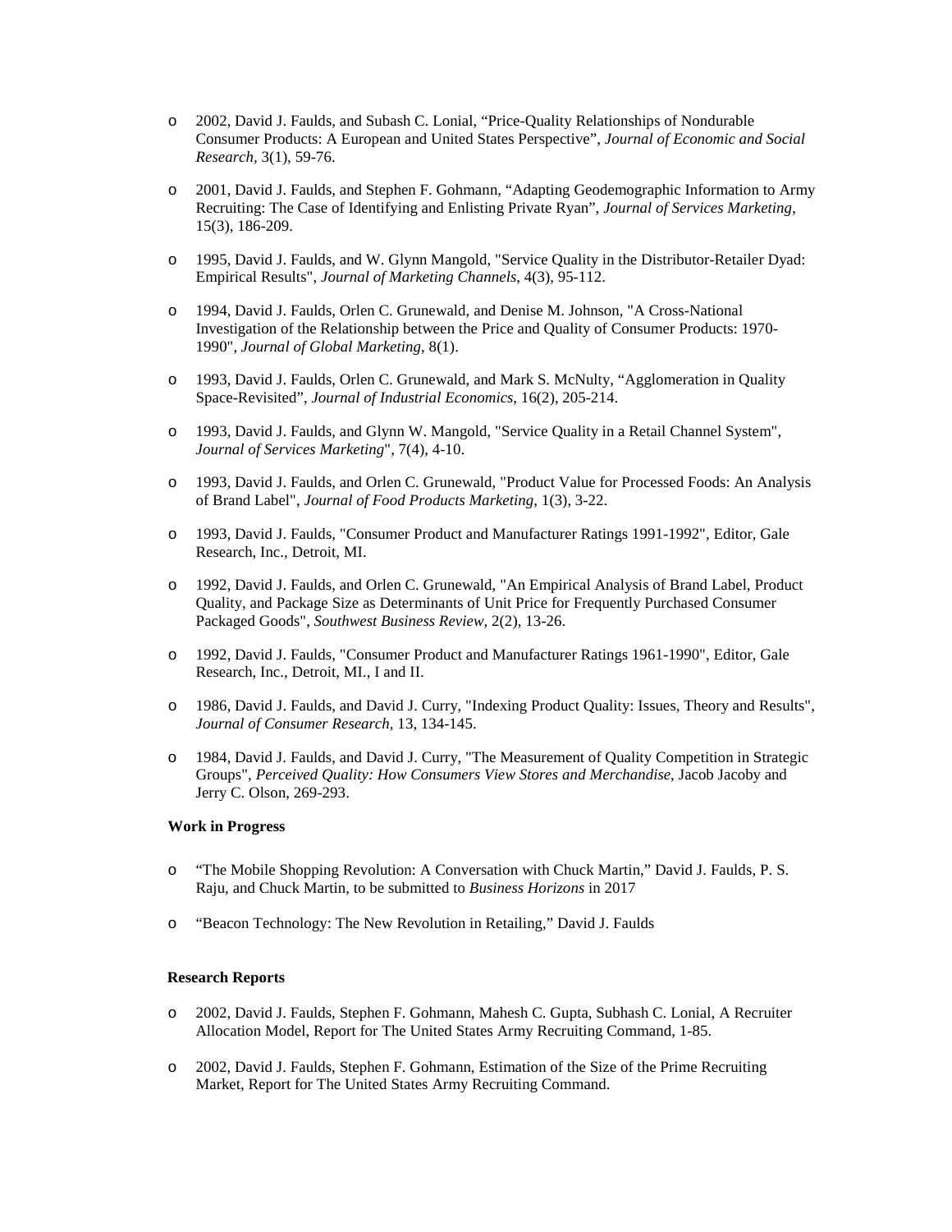- 2002, David J. Faulds, and Subash C. Lonial, “Price-Quality Relationships of Nondurable Consumer Products: A European and United States Perspective”, *Journal of Economic and Social Research*, 3(1), 59-76.

- 2001, David J. Faulds, and Stephen F. Gohmann, “Adapting Geodemographic Information to Army Recruiting: The Case of Identifying and Enlisting Private Ryan”, *Journal of Services Marketing*, 15(3), 186-209.

- 1995, David J. Faulds, and W. Glynn Mangold, "Service Quality in the Distributor-Retailer Dyad: Empirical Results", *Journal of Marketing Channels*, 4(3), 95-112.

- 1994, David J. Faulds, Orlen C. Grunewald, and Denise M. Johnson, "A Cross-National Investigation of the Relationship between the Price and Quality of Consumer Products: 1970-1990", *Journal of Global Marketing*, 8(1).

- 1993, David J. Faulds, Orlen C. Grunewald, and Mark S. McNulty, “Agglomeration in Quality Space-Revisited”, *Journal of Industrial Economics*, 16(2), 205-214.

- 1993, David J. Faulds, and Glynn W. Mangold, "Service Quality in a Retail Channel System", *Journal of Services Marketing*", 7(4), 4-10.

- 1993, David J. Faulds, and Orlen C. Grunewald, "Product Value for Processed Foods: An Analysis of Brand Label", *Journal of Food Products Marketing*, 1(3), 3-22.

- 1993, David J. Faulds, "Consumer Product and Manufacturer Ratings 1991-1992", Editor, Gale Research, Inc., Detroit, MI.

- 1992, David J. Faulds, and Orlen C. Grunewald, "An Empirical Analysis of Brand Label, Product Quality, and Package Size as Determinants of Unit Price for Frequently Purchased Consumer Packaged Goods", *Southwest Business Review*, 2(2), 13-26.

- 1992, David J. Faulds, "Consumer Product and Manufacturer Ratings 1961-1990", Editor, Gale Research, Inc., Detroit, MI., I and II.

- 1986, David J. Faulds, and David J. Curry, "Indexing Product Quality: Issues, Theory and Results", *Journal of Consumer Research*, 13, 134-145.

- 1984, David J. Faulds, and David J. Curry, "The Measurement of Quality Competition in Strategic Groups", *Perceived Quality: How Consumers View Stores and Merchandise*, Jacob Jacoby and Jerry C. Olson, 269-293.

**Work in Progress**

- “The Mobile Shopping Revolution: A Conversation with Chuck Martin,” David J. Faulds, P. S. Raju, and Chuck Martin, to be submitted to *Business Horizons* in 2017

- “Beacon Technology: The New Revolution in Retailing,” David J. Faulds

**Research Reports**

- 2002, David J. Faulds, Stephen F. Gohmann, Mahesh C. Gupta, Subhash C. Lonial, A Recruiter Allocation Model, Report for The United States Army Recruiting Command, 1-85.

- 2002, David J. Faulds, Stephen F. Gohmann, Estimation of the Size of the Prime Recruiting Market, Report for The United States Army Recruiting Command.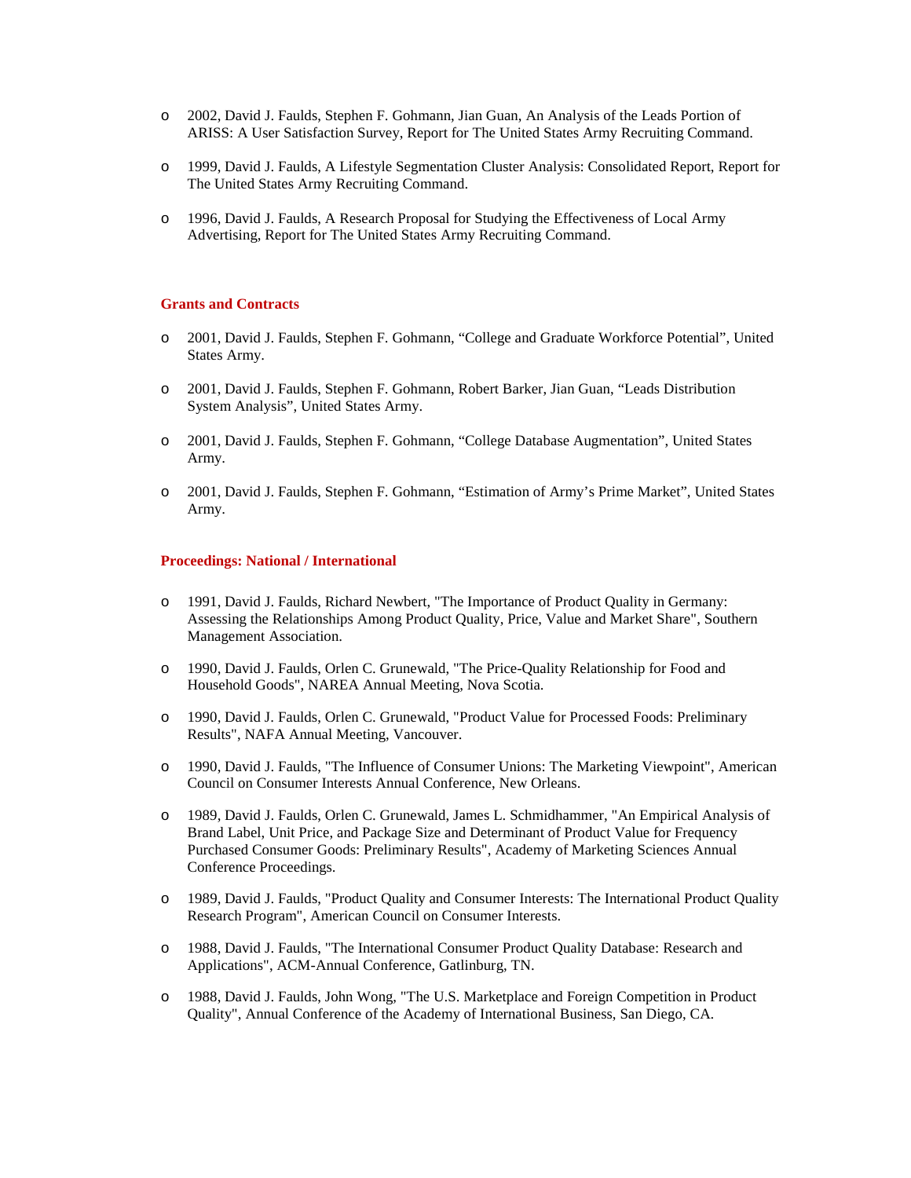- 2002, David J. Faulds, Stephen F. Gohmann, Jian Guan, An Analysis of the Leads Portion of ARISS: A User Satisfaction Survey, Report for The United States Army Recruiting Command.

- 1999, David J. Faulds, A Lifestyle Segmentation Cluster Analysis: Consolidated Report, Report for The United States Army Recruiting Command.

- 1996, David J. Faulds, A Research Proposal for Studying the Effectiveness of Local Army Advertising, Report for The United States Army Recruiting Command.

### Grants and Contracts

- 2001, David J. Faulds, Stephen F. Gohmann, “College and Graduate Workforce Potential”, United States Army.

- 2001, David J. Faulds, Stephen F. Gohmann, Robert Barker, Jian Guan, “Leads Distribution System Analysis”, United States Army.

- 2001, David J. Faulds, Stephen F. Gohmann, “College Database Augmentation”, United States Army.

- 2001, David J. Faulds, Stephen F. Gohmann, “Estimation of Army’s Prime Market”, United States Army.

### Proceedings: National / International

- 1991, David J. Faulds, Richard Newbert, "The Importance of Product Quality in Germany: Assessing the Relationships Among Product Quality, Price, Value and Market Share", Southern Management Association.

- 1990, David J. Faulds, Orlen C. Grunewald, "The Price-Quality Relationship for Food and Household Goods", NAREA Annual Meeting, Nova Scotia.

- 1990, David J. Faulds, Orlen C. Grunewald, "Product Value for Processed Foods: Preliminary Results", NAFA Annual Meeting, Vancouver.

- 1990, David J. Faulds, "The Influence of Consumer Unions: The Marketing Viewpoint", American Council on Consumer Interests Annual Conference, New Orleans.

- 1989, David J. Faulds, Orlen C. Grunewald, James L. Schmidhammer, "An Empirical Analysis of Brand Label, Unit Price, and Package Size and Determinant of Product Value for Frequency Purchased Consumer Goods: Preliminary Results", Academy of Marketing Sciences Annual Conference Proceedings.

- 1989, David J. Faulds, "Product Quality and Consumer Interests: The International Product Quality Research Program", American Council on Consumer Interests.

- 1988, David J. Faulds, "The International Consumer Product Quality Database: Research and Applications", ACM-Annual Conference, Gatlinburg, TN.

- 1988, David J. Faulds, John Wong, "The U.S. Marketplace and Foreign Competition in Product Quality", Annual Conference of the Academy of International Business, San Diego, CA.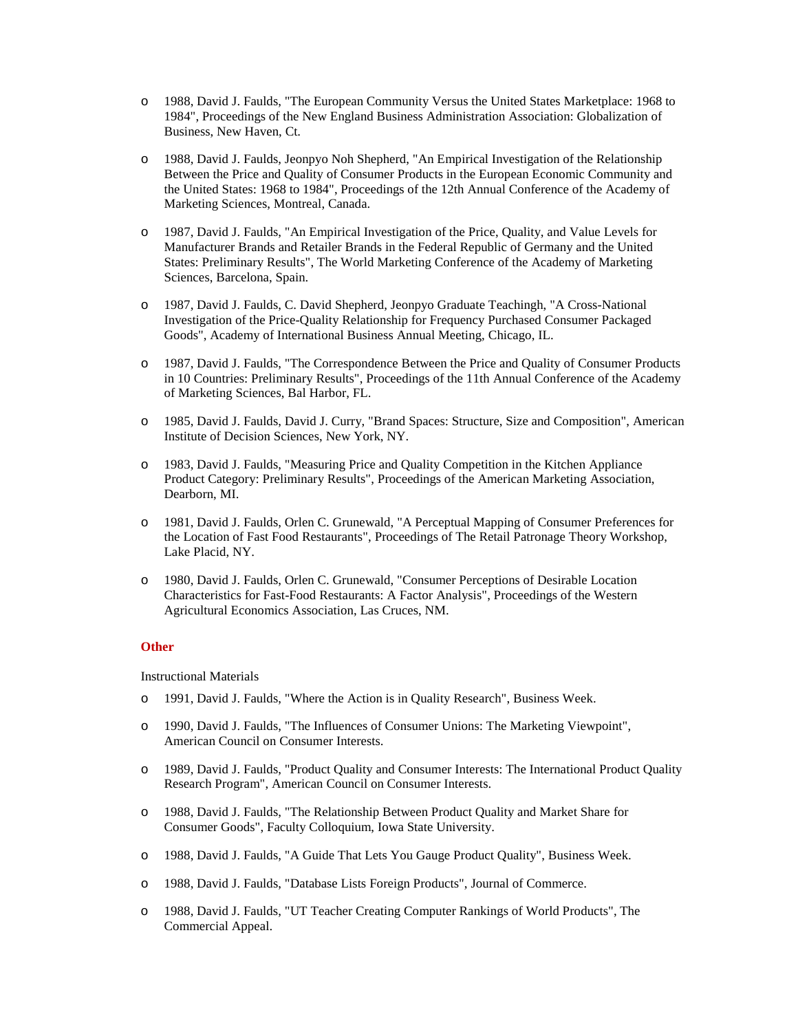- 1988, David J. Faulds, "The European Community Versus the United States Marketplace: 1968 to 1984", Proceedings of the New England Business Administration Association: Globalization of Business, New Haven, Ct.

- 1988, David J. Faulds, Jeonpyo Noh Shepherd, "An Empirical Investigation of the Relationship Between the Price and Quality of Consumer Products in the European Economic Community and the United States: 1968 to 1984", Proceedings of the 12th Annual Conference of the Academy of Marketing Sciences, Montreal, Canada.

- 1987, David J. Faulds, "An Empirical Investigation of the Price, Quality, and Value Levels for Manufacturer Brands and Retailer Brands in the Federal Republic of Germany and the United States: Preliminary Results", The World Marketing Conference of the Academy of Marketing Sciences, Barcelona, Spain.

- 1987, David J. Faulds, C. David Shepherd, Jeonpyo Graduate Teachingh, "A Cross-National Investigation of the Price-Quality Relationship for Frequency Purchased Consumer Packaged Goods", Academy of International Business Annual Meeting, Chicago, IL.

- 1987, David J. Faulds, "The Correspondence Between the Price and Quality of Consumer Products in 10 Countries: Preliminary Results", Proceedings of the 11th Annual Conference of the Academy of Marketing Sciences, Bal Harbor, FL.

- 1985, David J. Faulds, David J. Curry, "Brand Spaces: Structure, Size and Composition", American Institute of Decision Sciences, New York, NY.

- 1983, David J. Faulds, "Measuring Price and Quality Competition in the Kitchen Appliance Product Category: Preliminary Results", Proceedings of the American Marketing Association, Dearborn, MI.

- 1981, David J. Faulds, Orlen C. Grunewald, "A Perceptual Mapping of Consumer Preferences for the Location of Fast Food Restaurants", Proceedings of The Retail Patronage Theory Workshop, Lake Placid, NY.

- 1980, David J. Faulds, Orlen C. Grunewald, "Consumer Perceptions of Desirable Location Characteristics for Fast-Food Restaurants: A Factor Analysis", Proceedings of the Western Agricultural Economics Association, Las Cruces, NM.

### Other

Instructional Materials

- 1991, David J. Faulds, "Where the Action is in Quality Research", Business Week.

- 1990, David J. Faulds, "The Influences of Consumer Unions: The Marketing Viewpoint", American Council on Consumer Interests.

- 1989, David J. Faulds, "Product Quality and Consumer Interests: The International Product Quality Research Program", American Council on Consumer Interests.

- 1988, David J. Faulds, "The Relationship Between Product Quality and Market Share for Consumer Goods", Faculty Colloquium, Iowa State University.

- 1988, David J. Faulds, "A Guide That Lets You Gauge Product Quality", Business Week.

- 1988, David J. Faulds, "Database Lists Foreign Products", Journal of Commerce.

- 1988, David J. Faulds, "UT Teacher Creating Computer Rankings of World Products", The Commercial Appeal.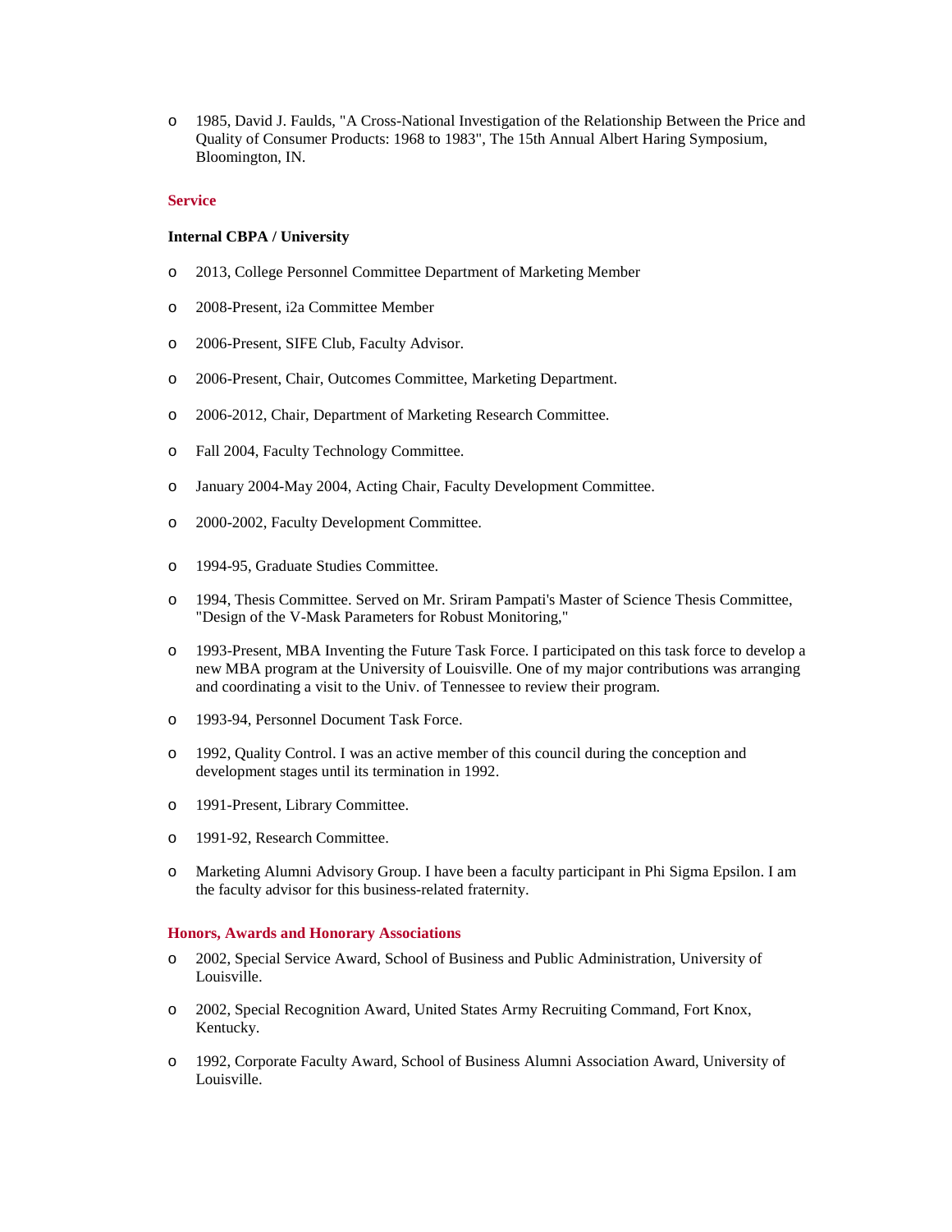- 1985, David J. Faulds, "A Cross-National Investigation of the Relationship Between the Price and Quality of Consumer Products: 1968 to 1983", The 15th Annual Albert Haring Symposium, Bloomington, IN.

## Service

### Internal CBPA / University

- 2013, College Personnel Committee Department of Marketing Member
- 2008-Present, i2a Committee Member
- 2006-Present, SIFE Club, Faculty Advisor.
- 2006-Present, Chair, Outcomes Committee, Marketing Department.
- 2006-2012, Chair, Department of Marketing Research Committee.
- Fall 2004, Faculty Technology Committee.
- January 2004-May 2004, Acting Chair, Faculty Development Committee.
- 2000-2002, Faculty Development Committee.
- 1994-95, Graduate Studies Committee.
- 1994, Thesis Committee. Served on Mr. Sriram Pampati's Master of Science Thesis Committee, "Design of the V-Mask Parameters for Robust Monitoring,"
- 1993-Present, MBA Inventing the Future Task Force. I participated on this task force to develop a new MBA program at the University of Louisville. One of my major contributions was arranging and coordinating a visit to the Univ. of Tennessee to review their program.
- 1993-94, Personnel Document Task Force.
- 1992, Quality Control. I was an active member of this council during the conception and development stages until its termination in 1992.
- 1991-Present, Library Committee.
- 1991-92, Research Committee.
- Marketing Alumni Advisory Group. I have been a faculty participant in Phi Sigma Epsilon. I am the faculty advisor for this business-related fraternity.

## Honors, Awards and Honorary Associations

- 2002, Special Service Award, School of Business and Public Administration, University of Louisville.
- 2002, Special Recognition Award, United States Army Recruiting Command, Fort Knox, Kentucky.
- 1992, Corporate Faculty Award, School of Business Alumni Association Award, University of Louisville.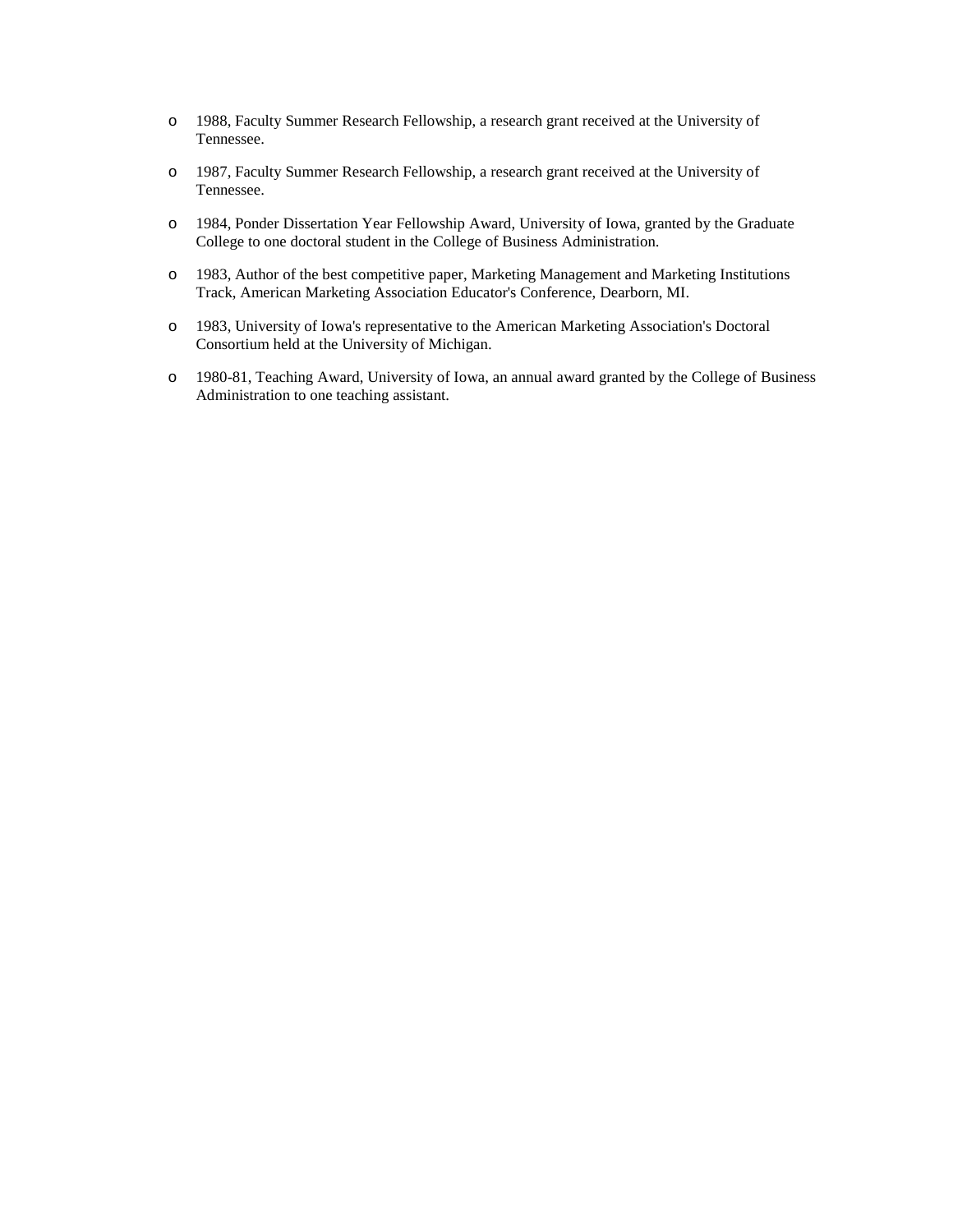- 1988, Faculty Summer Research Fellowship, a research grant received at the University of Tennessee.
- 1987, Faculty Summer Research Fellowship, a research grant received at the University of Tennessee.
- 1984, Ponder Dissertation Year Fellowship Award, University of Iowa, granted by the Graduate College to one doctoral student in the College of Business Administration.
- 1983, Author of the best competitive paper, Marketing Management and Marketing Institutions Track, American Marketing Association Educator's Conference, Dearborn, MI.
- 1983, University of Iowa's representative to the American Marketing Association's Doctoral Consortium held at the University of Michigan.
- 1980-81, Teaching Award, University of Iowa, an annual award granted by the College of Business Administration to one teaching assistant.